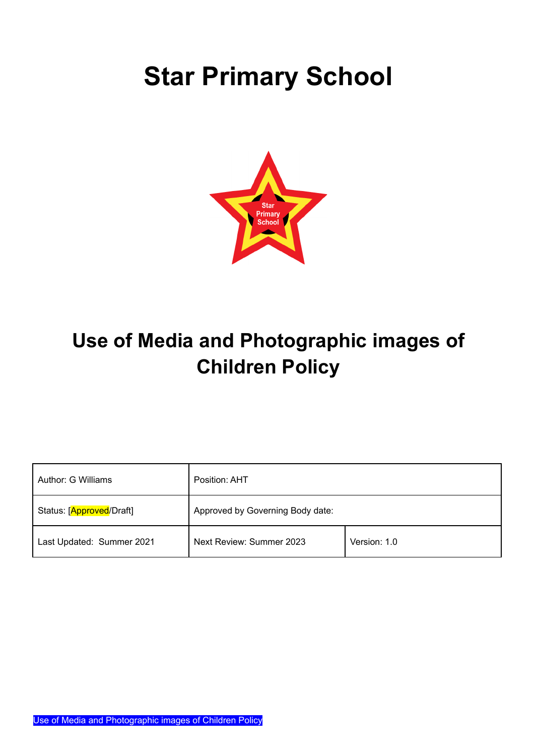# Star Primary School

## Use of Media and Photographic images of Children Policy

| Author: G Williams | Position: AHT | |
|---|---|---|
| Status: [Approved/Draft] | Approved by Governing Body date: | |
| Last Updated: Summer 2021 | Next Review: Summer 2023 | Version: 1.0 |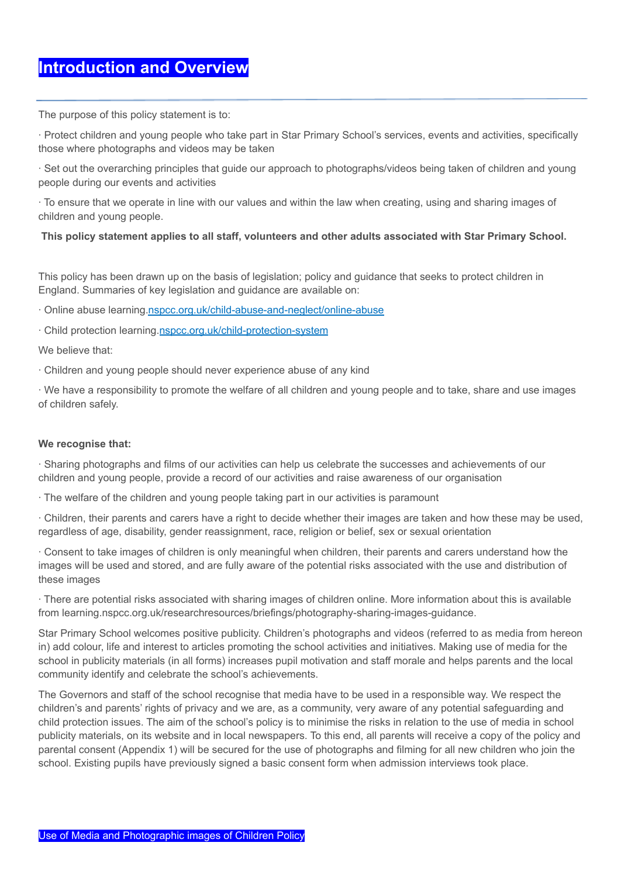# Introduction and Overview

The purpose of this policy statement is to:

· Protect children and young people who take part in Star Primary School's services, events and activities, specifically those where photographs and videos may be taken

· Set out the overarching principles that guide our approach to photographs/videos being taken of children and young people during our events and activities

· To ensure that we operate in line with our values and within the law when creating, using and sharing images of children and young people.

**This policy statement applies to all staff, volunteers and other adults associated with Star Primary School.**

This policy has been drawn up on the basis of legislation; policy and guidance that seeks to protect children in England. Summaries of key legislation and guidance are available on:

· Online abuse learning.[nspcc.org.uk/child-abuse-and-neglect/online-abuse](nspcc.org.uk/child-abuse-and-neglect/online-abuse)

· Child protection learning.[nspcc.org.uk/child-protection-system](nspcc.org.uk/child-protection-system)

We believe that:

· Children and young people should never experience abuse of any kind

· We have a responsibility to promote the welfare of all children and young people and to take, share and use images of children safely.

**We recognise that:**

· Sharing photographs and films of our activities can help us celebrate the successes and achievements of our children and young people, provide a record of our activities and raise awareness of our organisation

· The welfare of the children and young people taking part in our activities is paramount

· Children, their parents and carers have a right to decide whether their images are taken and how these may be used, regardless of age, disability, gender reassignment, race, religion or belief, sex or sexual orientation

· Consent to take images of children is only meaningful when children, their parents and carers understand how the images will be used and stored, and are fully aware of the potential risks associated with the use and distribution of these images

· There are potential risks associated with sharing images of children online. More information about this is available from learning.nspcc.org.uk/researchresources/briefings/photography-sharing-images-guidance.

Star Primary School welcomes positive publicity. Children's photographs and videos (referred to as media from hereon in) add colour, life and interest to articles promoting the school activities and initiatives. Making use of media for the school in publicity materials (in all forms) increases pupil motivation and staff morale and helps parents and the local community identify and celebrate the school's achievements.

The Governors and staff of the school recognise that media have to be used in a responsible way. We respect the children's and parents' rights of privacy and we are, as a community, very aware of any potential safeguarding and child protection issues. The aim of the school's policy is to minimise the risks in relation to the use of media in school publicity materials, on its website and in local newspapers. To this end, all parents will receive a copy of the policy and parental consent (Appendix 1) will be secured for the use of photographs and filming for all new children who join the school. Existing pupils have previously signed a basic consent form when admission interviews took place.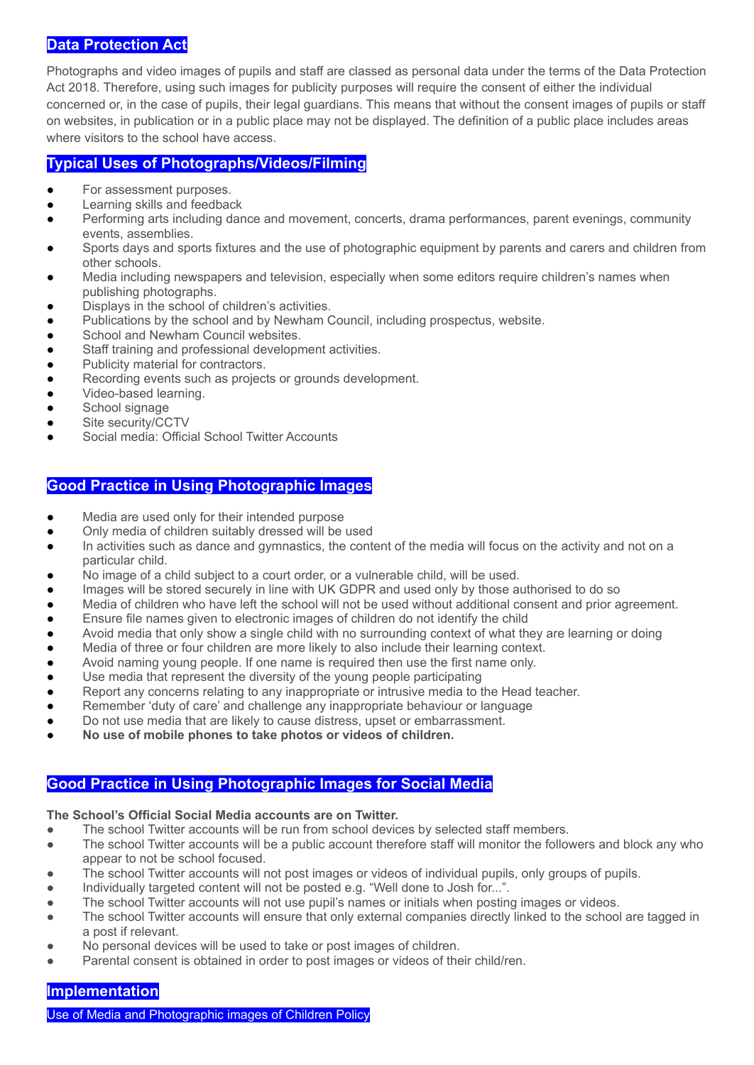## Data Protection Act

Photographs and video images of pupils and staff are classed as personal data under the terms of the Data Protection Act 2018. Therefore, using such images for publicity purposes will require the consent of either the individual concerned or, in the case of pupils, their legal guardians. This means that without the consent images of pupils or staff on websites, in publication or in a public place may not be displayed. The definition of a public place includes areas where visitors to the school have access.

## Typical Uses of Photographs/Videos/Filming

- For assessment purposes.
- Learning skills and feedback
- Performing arts including dance and movement, concerts, drama performances, parent evenings, community events, assemblies.
- Sports days and sports fixtures and the use of photographic equipment by parents and carers and children from other schools.
- Media including newspapers and television, especially when some editors require children's names when publishing photographs.
- Displays in the school of children's activities.
- Publications by the school and by Newham Council, including prospectus, website.
- School and Newham Council websites.
- Staff training and professional development activities.
- Publicity material for contractors.
- Recording events such as projects or grounds development.
- Video-based learning.
- School signage
- Site security/CCTV
- Social media: Official School Twitter Accounts

## Good Practice in Using Photographic Images

- Media are used only for their intended purpose
- Only media of children suitably dressed will be used
- In activities such as dance and gymnastics, the content of the media will focus on the activity and not on a particular child.
- No image of a child subject to a court order, or a vulnerable child, will be used.
- Images will be stored securely in line with UK GDPR and used only by those authorised to do so
- Media of children who have left the school will not be used without additional consent and prior agreement.
- Ensure file names given to electronic images of children do not identify the child
- Avoid media that only show a single child with no surrounding context of what they are learning or doing
- Media of three or four children are more likely to also include their learning context.
- Avoid naming young people. If one name is required then use the first name only.
- Use media that represent the diversity of the young people participating
- Report any concerns relating to any inappropriate or intrusive media to the Head teacher.
- Remember 'duty of care' and challenge any inappropriate behaviour or language
- Do not use media that are likely to cause distress, upset or embarrassment.
- **No use of mobile phones to take photos or videos of children.**

## Good Practice in Using Photographic Images for Social Media

**The School's Official Social Media accounts are on Twitter.**

- The school Twitter accounts will be run from school devices by selected staff members.
- The school Twitter accounts will be a public account therefore staff will monitor the followers and block any who appear to not be school focused.
- The school Twitter accounts will not post images or videos of individual pupils, only groups of pupils.
- Individually targeted content will not be posted e.g. "Well done to Josh for...".
- The school Twitter accounts will not use pupil's names or initials when posting images or videos.
- The school Twitter accounts will ensure that only external companies directly linked to the school are tagged in a post if relevant.
- No personal devices will be used to take or post images of children.
- Parental consent is obtained in order to post images or videos of their child/ren.

## Implementation

Use of Media and Photographic images of Children Policy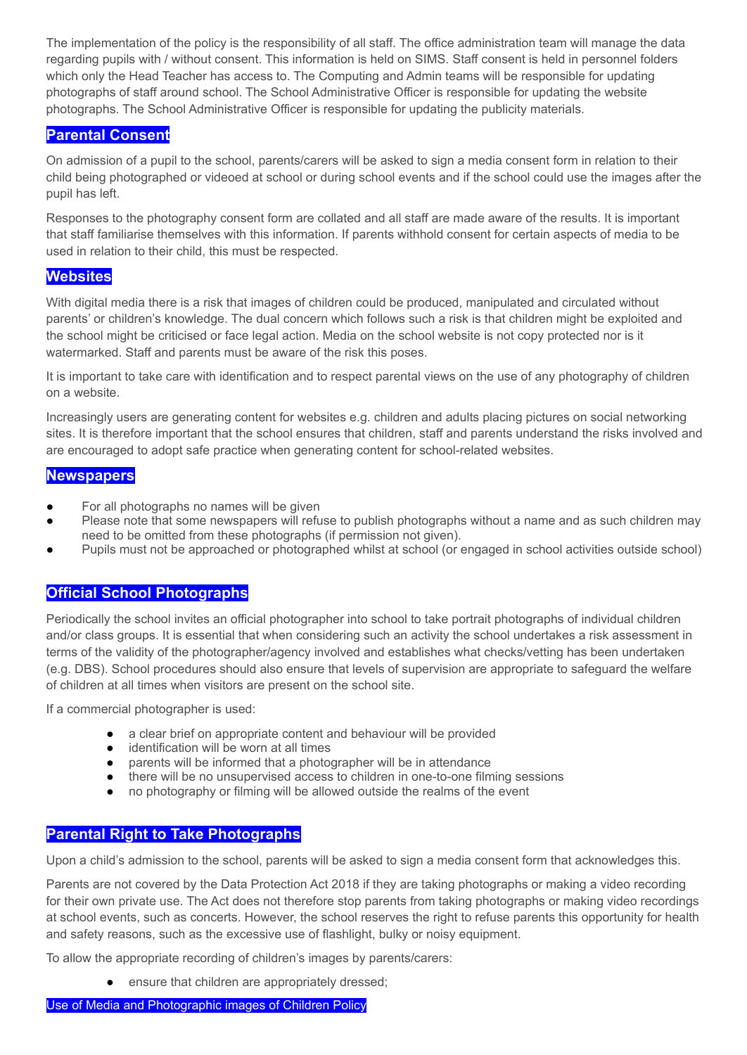The implementation of the policy is the responsibility of all staff. The office administration team will manage the data regarding pupils with / without consent. This information is held on SIMS. Staff consent is held in personnel folders which only the Head Teacher has access to. The Computing and Admin teams will be responsible for updating photographs of staff around school. The School Administrative Officer is responsible for updating the website photographs. The School Administrative Officer is responsible for updating the publicity materials.

## Parental Consent

On admission of a pupil to the school, parents/carers will be asked to sign a media consent form in relation to their child being photographed or videoed at school or during school events and if the school could use the images after the pupil has left.

Responses to the photography consent form are collated and all staff are made aware of the results. It is important that staff familiarise themselves with this information. If parents withhold consent for certain aspects of media to be used in relation to their child, this must be respected.

## Websites

With digital media there is a risk that images of children could be produced, manipulated and circulated without parents' or children's knowledge. The dual concern which follows such a risk is that children might be exploited and the school might be criticised or face legal action. Media on the school website is not copy protected nor is it watermarked. Staff and parents must be aware of the risk this poses.

It is important to take care with identification and to respect parental views on the use of any photography of children on a website.

Increasingly users are generating content for websites e.g. children and adults placing pictures on social networking sites. It is therefore important that the school ensures that children, staff and parents understand the risks involved and are encouraged to adopt safe practice when generating content for school-related websites.

## Newspapers

- For all photographs no names will be given
- Please note that some newspapers will refuse to publish photographs without a name and as such children may need to be omitted from these photographs (if permission not given).
- Pupils must not be approached or photographed whilst at school (or engaged in school activities outside school)

## Official School Photographs

Periodically the school invites an official photographer into school to take portrait photographs of individual children and/or class groups. It is essential that when considering such an activity the school undertakes a risk assessment in terms of the validity of the photographer/agency involved and establishes what checks/vetting has been undertaken (e.g. DBS). School procedures should also ensure that levels of supervision are appropriate to safeguard the welfare of children at all times when visitors are present on the school site.

If a commercial photographer is used:

- a clear brief on appropriate content and behaviour will be provided
- identification will be worn at all times
- parents will be informed that a photographer will be in attendance
- there will be no unsupervised access to children in one-to-one filming sessions
- no photography or filming will be allowed outside the realms of the event

## Parental Right to Take Photographs

Upon a child's admission to the school, parents will be asked to sign a media consent form that acknowledges this.

Parents are not covered by the Data Protection Act 2018 if they are taking photographs or making a video recording for their own private use. The Act does not therefore stop parents from taking photographs or making video recordings at school events, such as concerts. However, the school reserves the right to refuse parents this opportunity for health and safety reasons, such as the excessive use of flashlight, bulky or noisy equipment.

To allow the appropriate recording of children's images by parents/carers:

- ensure that children are appropriately dressed;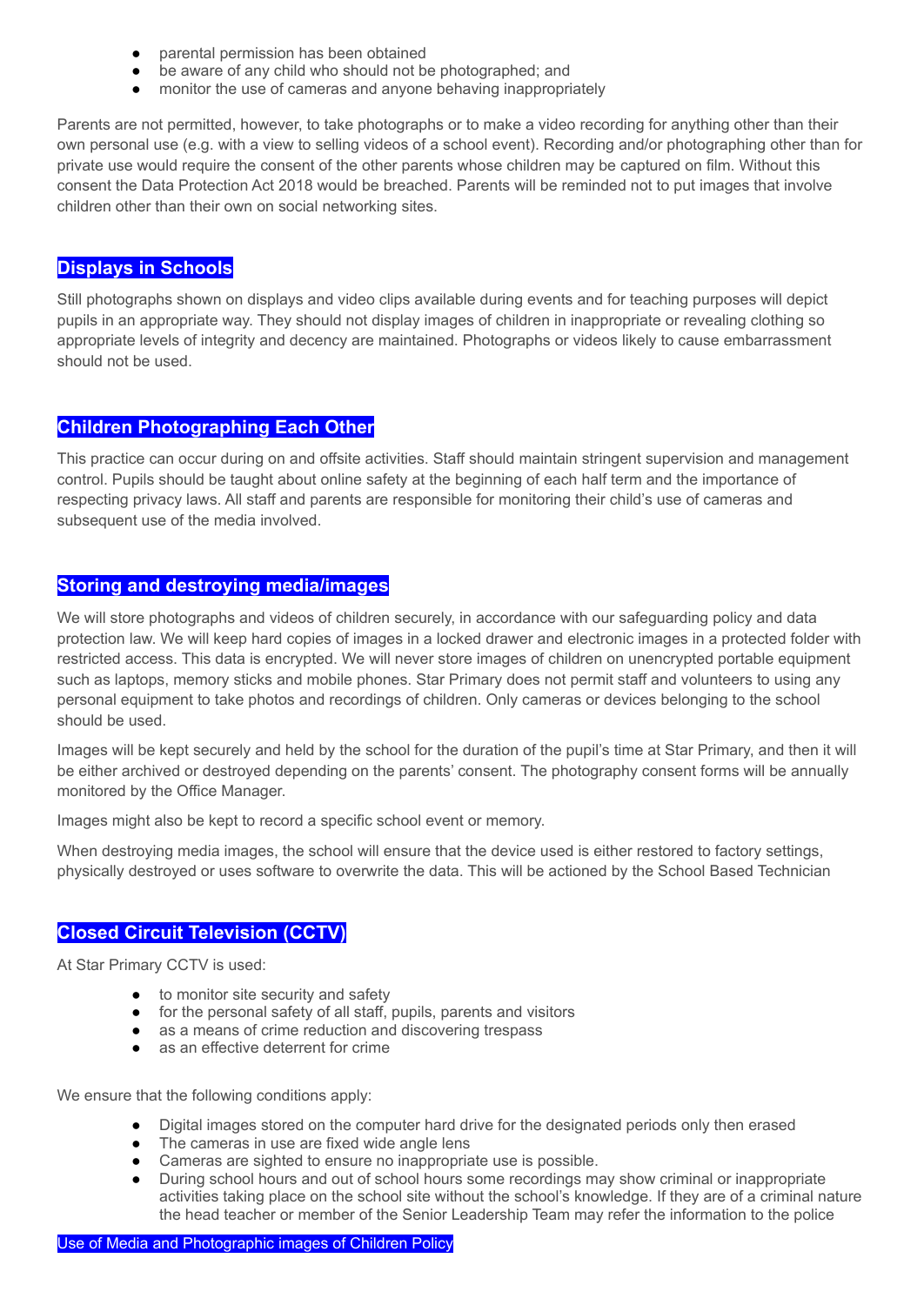- parental permission has been obtained
- be aware of any child who should not be photographed; and
- monitor the use of cameras and anyone behaving inappropriately

Parents are not permitted, however, to take photographs or to make a video recording for anything other than their own personal use (e.g. with a view to selling videos of a school event). Recording and/or photographing other than for private use would require the consent of the other parents whose children may be captured on film. Without this consent the Data Protection Act 2018 would be breached. Parents will be reminded not to put images that involve children other than their own on social networking sites.

## Displays in Schools

Still photographs shown on displays and video clips available during events and for teaching purposes will depict pupils in an appropriate way. They should not display images of children in inappropriate or revealing clothing so appropriate levels of integrity and decency are maintained. Photographs or videos likely to cause embarrassment should not be used.

## Children Photographing Each Other

This practice can occur during on and offsite activities. Staff should maintain stringent supervision and management control. Pupils should be taught about online safety at the beginning of each half term and the importance of respecting privacy laws. All staff and parents are responsible for monitoring their child's use of cameras and subsequent use of the media involved.

## Storing and destroying media/images

We will store photographs and videos of children securely, in accordance with our safeguarding policy and data protection law. We will keep hard copies of images in a locked drawer and electronic images in a protected folder with restricted access. This data is encrypted. We will never store images of children on unencrypted portable equipment such as laptops, memory sticks and mobile phones. Star Primary does not permit staff and volunteers to using any personal equipment to take photos and recordings of children. Only cameras or devices belonging to the school should be used.

Images will be kept securely and held by the school for the duration of the pupil's time at Star Primary, and then it will be either archived or destroyed depending on the parents' consent. The photography consent forms will be annually monitored by the Office Manager.

Images might also be kept to record a specific school event or memory.

When destroying media images, the school will ensure that the device used is either restored to factory settings, physically destroyed or uses software to overwrite the data. This will be actioned by the School Based Technician

## Closed Circuit Television (CCTV)

At Star Primary CCTV is used:

- to monitor site security and safety
- for the personal safety of all staff, pupils, parents and visitors
- as a means of crime reduction and discovering trespass
- as an effective deterrent for crime

We ensure that the following conditions apply:

- Digital images stored on the computer hard drive for the designated periods only then erased
- The cameras in use are fixed wide angle lens
- Cameras are sighted to ensure no inappropriate use is possible.
- During school hours and out of school hours some recordings may show criminal or inappropriate activities taking place on the school site without the school's knowledge. If they are of a criminal nature the head teacher or member of the Senior Leadership Team may refer the information to the police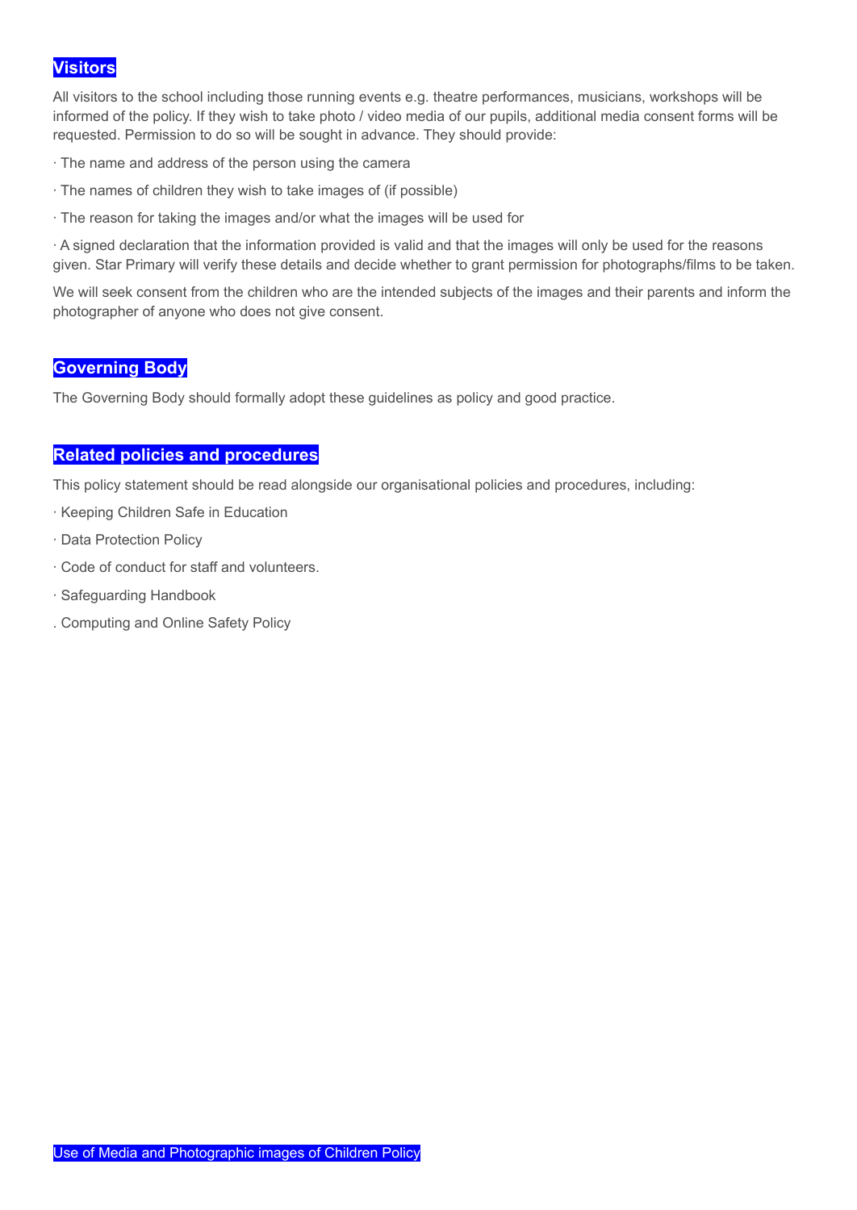## Visitors

All visitors to the school including those running events e.g. theatre performances, musicians, workshops will be informed of the policy. If they wish to take photo / video media of our pupils, additional media consent forms will be requested. Permission to do so will be sought in advance. They should provide:

· The name and address of the person using the camera

· The names of children they wish to take images of (if possible)

· The reason for taking the images and/or what the images will be used for

· A signed declaration that the information provided is valid and that the images will only be used for the reasons given. Star Primary will verify these details and decide whether to grant permission for photographs/films to be taken.

We will seek consent from the children who are the intended subjects of the images and their parents and inform the photographer of anyone who does not give consent.

## Governing Body

The Governing Body should formally adopt these guidelines as policy and good practice.

## Related policies and procedures

This policy statement should be read alongside our organisational policies and procedures, including:

· Keeping Children Safe in Education

· Data Protection Policy

· Code of conduct for staff and volunteers.

· Safeguarding Handbook

. Computing and Online Safety Policy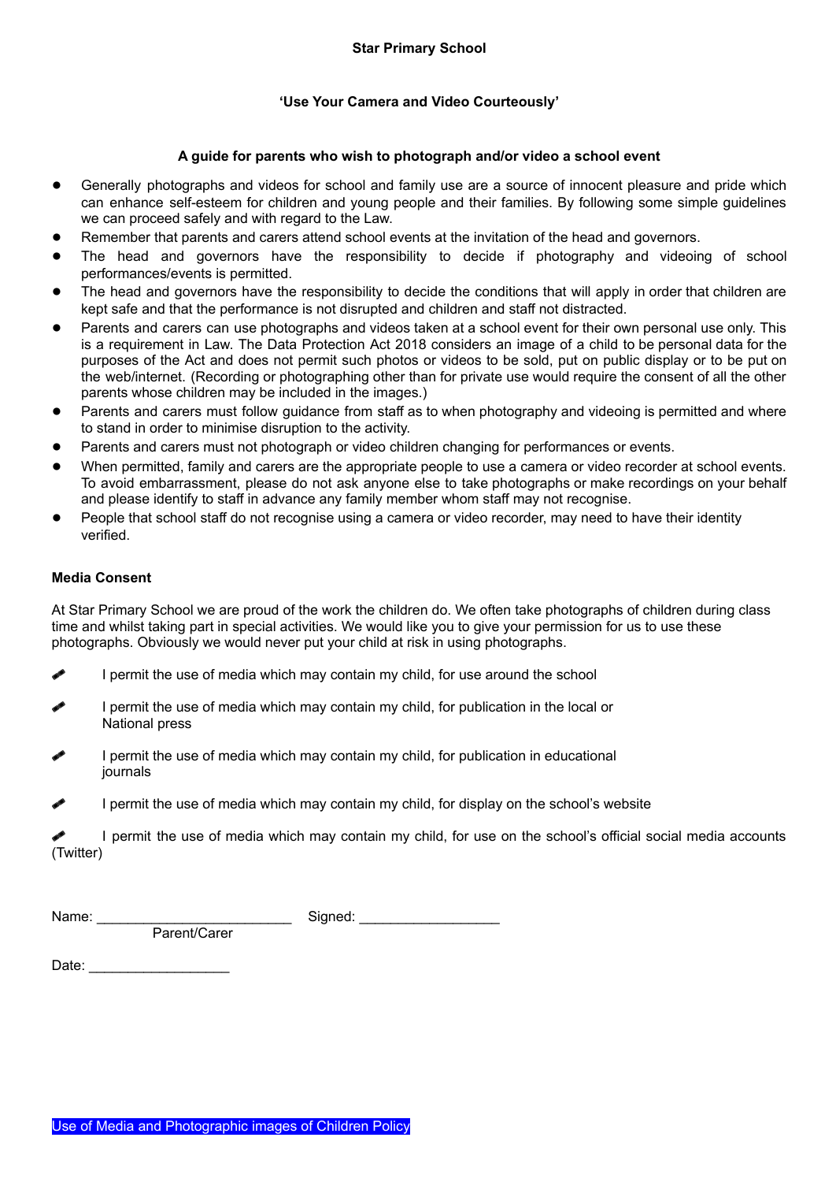**Star Primary School**

**'Use Your Camera and Video Courteously'**

**A guide for parents who wish to photograph and/or video a school event**

- Generally photographs and videos for school and family use are a source of innocent pleasure and pride which can enhance self-esteem for children and young people and their families. By following some simple guidelines we can proceed safely and with regard to the Law.
- Remember that parents and carers attend school events at the invitation of the head and governors.
- The head and governors have the responsibility to decide if photography and videoing of school performances/events is permitted.
- The head and governors have the responsibility to decide the conditions that will apply in order that children are kept safe and that the performance is not disrupted and children and staff not distracted.
- Parents and carers can use photographs and videos taken at a school event for their own personal use only. This is a requirement in Law. The Data Protection Act 2018 considers an image of a child to be personal data for the purposes of the Act and does not permit such photos or videos to be sold, put on public display or to be put on the web/internet. (Recording or photographing other than for private use would require the consent of all the other parents whose children may be included in the images.)
- Parents and carers must follow guidance from staff as to when photography and videoing is permitted and where to stand in order to minimise disruption to the activity.
- Parents and carers must not photograph or video children changing for performances or events.
- When permitted, family and carers are the appropriate people to use a camera or video recorder at school events. To avoid embarrassment, please do not ask anyone else to take photographs or make recordings on your behalf and please identify to staff in advance any family member whom staff may not recognise.
- People that school staff do not recognise using a camera or video recorder, may need to have their identity verified.

**Media Consent**

At Star Primary School we are proud of the work the children do. We often take photographs of children during class time and whilst taking part in special activities. We would like you to give your permission for us to use these photographs. Obviously we would never put your child at risk in using photographs.

- I permit the use of media which may contain my child, for use around the school
- I permit the use of media which may contain my child, for publication in the local or National press
- I permit the use of media which may contain my child, for publication in educational journals
- I permit the use of media which may contain my child, for display on the school's website
- I permit the use of media which may contain my child, for use on the school's official social media accounts (Twitter)

Name: ________________________ Signed: __________________
Parent/Carer

Date: __________________

Use of Media and Photographic images of Children Policy